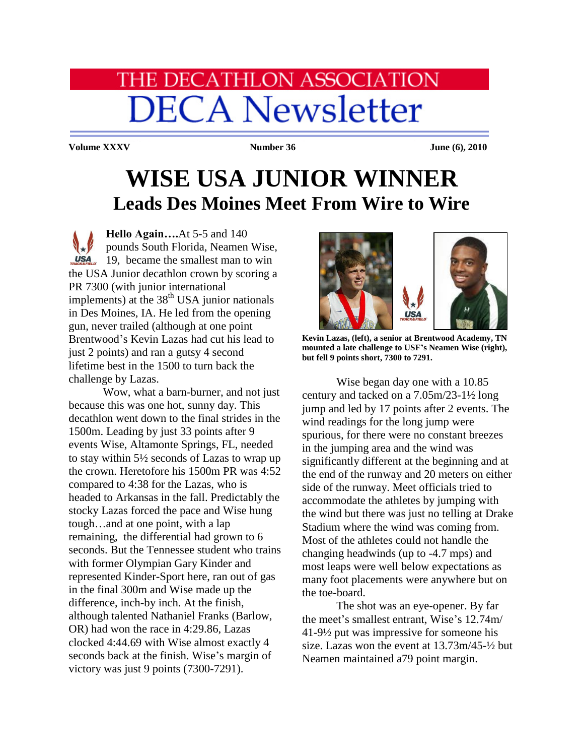# THE DECATHLON ASSOCIATION
# DECA Newsletter

**Volume XXXV** **Number 36** **June (6), 2010**

# WISE USA JUNIOR WINNER
## Leads Des Moines Meet From Wire to Wire

**Hello Again….**At 5-5 and 140 pounds South Florida, Neamen Wise, 19, became the smallest man to win the USA Junior decathlon crown by scoring a PR 7300 (with junior international implements) at the 38th USA junior nationals in Des Moines, IA. He led from the opening gun, never trailed (although at one point Brentwood's Kevin Lazas had cut his lead to just 2 points) and ran a gutsy 4 second lifetime best in the 1500 to turn back the challenge by Lazas.

Wow, what a barn-burner, and not just because this was one hot, sunny day. This decathlon went down to the final strides in the 1500m. Leading by just 33 points after 9 events Wise, Altamonte Springs, FL, needed to stay within 5½ seconds of Lazas to wrap up the crown. Heretofore his 1500m PR was 4:52 compared to 4:38 for the Lazas, who is headed to Arkansas in the fall. Predictably the stocky Lazas forced the pace and Wise hung tough…and at one point, with a lap remaining, the differential had grown to 6 seconds. But the Tennessee student who trains with former Olympian Gary Kinder and represented Kinder-Sport here, ran out of gas in the final 300m and Wise made up the difference, inch-by inch. At the finish, although talented Nathaniel Franks (Barlow, OR) had won the race in 4:29.86, Lazas clocked 4:44.69 with Wise almost exactly 4 seconds back at the finish. Wise's margin of victory was just 9 points (7300-7291).

**Kevin Lazas, (left), a senior at Brentwood Academy, TN mounted a late challenge to USF's Neamen Wise (right), but fell 9 points short, 7300 to 7291.**

Wise began day one with a 10.85 century and tacked on a 7.05m/23-1½ long jump and led by 17 points after 2 events. The wind readings for the long jump were spurious, for there were no constant breezes in the jumping area and the wind was significantly different at the beginning and at the end of the runway and 20 meters on either side of the runway. Meet officials tried to accommodate the athletes by jumping with the wind but there was just no telling at Drake Stadium where the wind was coming from. Most of the athletes could not handle the changing headwinds (up to -4.7 mps) and most leaps were well below expectations as many foot placements were anywhere but on the toe-board.

The shot was an eye-opener. By far the meet's smallest entrant, Wise's 12.74m/ 41-9½ put was impressive for someone his size. Lazas won the event at 13.73m/45-½ but Neamen maintained a79 point margin.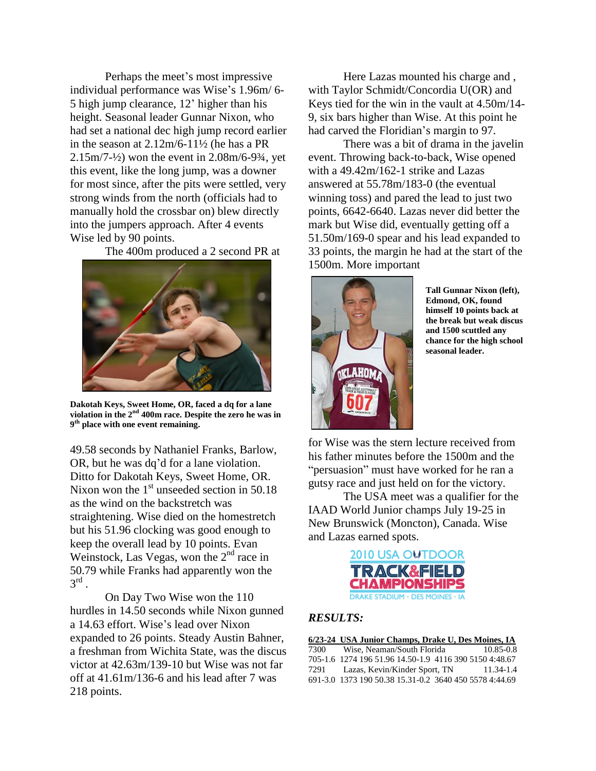Perhaps the meet's most impressive individual performance was Wise's 1.96m/ 6-5 high jump clearance, 12' higher than his height. Seasonal leader Gunnar Nixon, who had set a national dec high jump record earlier in the season at 2.12m/6-11½ (he has a PR 2.15m/7-½) won the event in 2.08m/6-9¾, yet this event, like the long jump, was a downer for most since, after the pits were settled, very strong winds from the north (officials had to manually hold the crossbar on) blew directly into the jumpers approach. After 4 events Wise led by 90 points.

The 400m produced a 2 second PR at 49.58 seconds by Nathaniel Franks, Barlow, OR, but he was dq'd for a lane violation. Ditto for Dakotah Keys, Sweet Home, OR. Nixon won the 1st unseeded section in 50.18 as the wind on the backstretch was straightening. Wise died on the homestretch but his 51.96 clocking was good enough to keep the overall lead by 10 points. Evan Weinstock, Las Vegas, won the 2nd race in 50.79 while Franks had apparently won the 3rd .

**Dakotah Keys, Sweet Home, OR, faced a dq for a lane violation in the 2nd 400m race. Despite the zero he was in 9th place with one event remaining.**

On Day Two Wise won the 110 hurdles in 14.50 seconds while Nixon gunned a 14.63 effort. Wise's lead over Nixon expanded to 26 points. Steady Austin Bahner, a freshman from Wichita State, was the discus victor at 42.63m/139-10 but Wise was not far off at 41.61m/136-6 and his lead after 7 was 218 points.

Here Lazas mounted his charge and , with Taylor Schmidt/Concordia U(OR) and Keys tied for the win in the vault at 4.50m/14-9, six bars higher than Wise. At this point he had carved the Floridian's margin to 97.

There was a bit of drama in the javelin event. Throwing back-to-back, Wise opened with a 49.42m/162-1 strike and Lazas answered at 55.78m/183-0 (the eventual winning toss) and pared the lead to just two points, 6642-6640. Lazas never did better the mark but Wise did, eventually getting off a 51.50m/169-0 spear and his lead expanded to 33 points, the margin he had at the start of the 1500m. More important for Wise was the stern lecture received from his father minutes before the 1500m and the "persuasion" must have worked for he ran a gutsy race and just held on for the victory.

**Tall Gunnar Nixon (left), Edmond, OK, found himself 10 points back at the break but weak discus and 1500 scuttled any chance for the high school seasonal leader.**

The USA meet was a qualifier for the IAAD World Junior champs July 19-25 in New Brunswick (Moncton), Canada. Wise and Lazas earned spots.

2010 USA OUTDOOR TRACK&FIELD CHAMPIONSHIPS
DRAKE STADIUM · DES MOINES · IA

### *RESULTS:*

**6/23-24 USA Junior Champs, Drake U, Des Moines, IA**

7300 Wise, Neaman/South Florida 10.85-0.8
705-1.6 1274 196 51.96 14.50-1.9 4116 390 5150 4:48.67

7291 Lazas, Kevin/Kinder Sport, TN 11.34-1.4
691-3.0 1373 190 50.38 15.31-0.2 3640 450 5578 4:44.69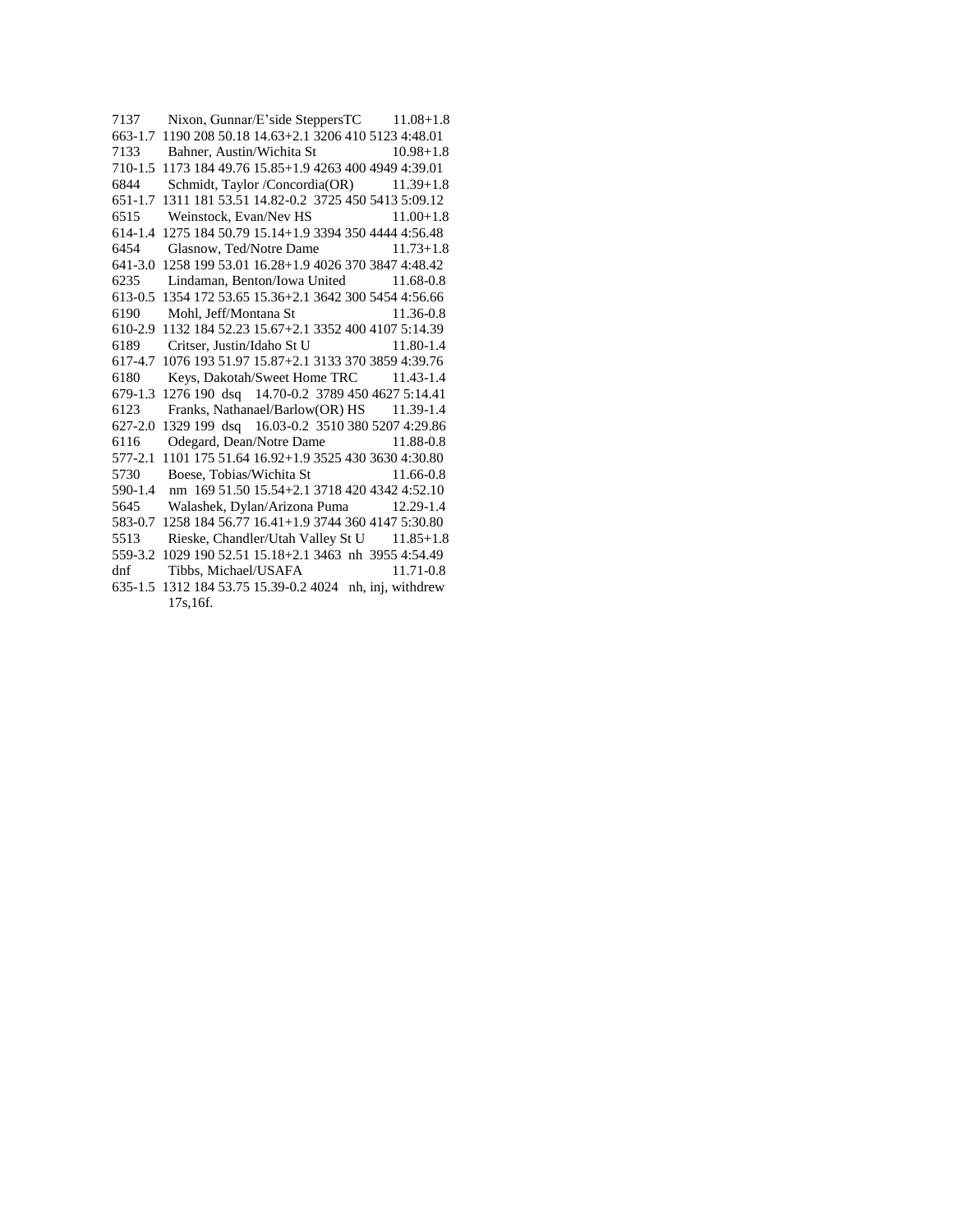7137 Nixon, Gunnar/E'side SteppersTC 11.08+1.8
663-1.7 1190 208 50.18 14.63+2.1 3206 410 5123 4:48.01
7133 Bahner, Austin/Wichita St 10.98+1.8
710-1.5 1173 184 49.76 15.85+1.9 4263 400 4949 4:39.01
6844 Schmidt, Taylor /Concordia(OR) 11.39+1.8
651-1.7 1311 181 53.51 14.82-0.2 3725 450 5413 5:09.12
6515 Weinstock, Evan/Nev HS 11.00+1.8
614-1.4 1275 184 50.79 15.14+1.9 3394 350 4444 4:56.48
6454 Glasnow, Ted/Notre Dame 11.73+1.8
641-3.0 1258 199 53.01 16.28+1.9 4026 370 3847 4:48.42
6235 Lindaman, Benton/Iowa United 11.68-0.8
613-0.5 1354 172 53.65 15.36+2.1 3642 300 5454 4:56.66
6190 Mohl, Jeff/Montana St 11.36-0.8
610-2.9 1132 184 52.23 15.67+2.1 3352 400 4107 5:14.39
6189 Critser, Justin/Idaho St U 11.80-1.4
617-4.7 1076 193 51.97 15.87+2.1 3133 370 3859 4:39.76
6180 Keys, Dakotah/Sweet Home TRC 11.43-1.4
679-1.3 1276 190 dsq 14.70-0.2 3789 450 4627 5:14.41
6123 Franks, Nathanael/Barlow(OR) HS 11.39-1.4
627-2.0 1329 199 dsq 16.03-0.2 3510 380 5207 4:29.86
6116 Odegard, Dean/Notre Dame 11.88-0.8
577-2.1 1101 175 51.64 16.92+1.9 3525 430 3630 4:30.80
5730 Boese, Tobias/Wichita St 11.66-0.8
590-1.4 nm 169 51.50 15.54+2.1 3718 420 4342 4:52.10
5645 Walashek, Dylan/Arizona Puma 12.29-1.4
583-0.7 1258 184 56.77 16.41+1.9 3744 360 4147 5:30.80
5513 Rieske, Chandler/Utah Valley St U 11.85+1.8
559-3.2 1029 190 52.51 15.18+2.1 3463 nh 3955 4:54.49
dnf Tibbs, Michael/USAFA 11.71-0.8
635-1.5 1312 184 53.75 15.39-0.2 4024 nh, inj, withdrew
17s,16f.